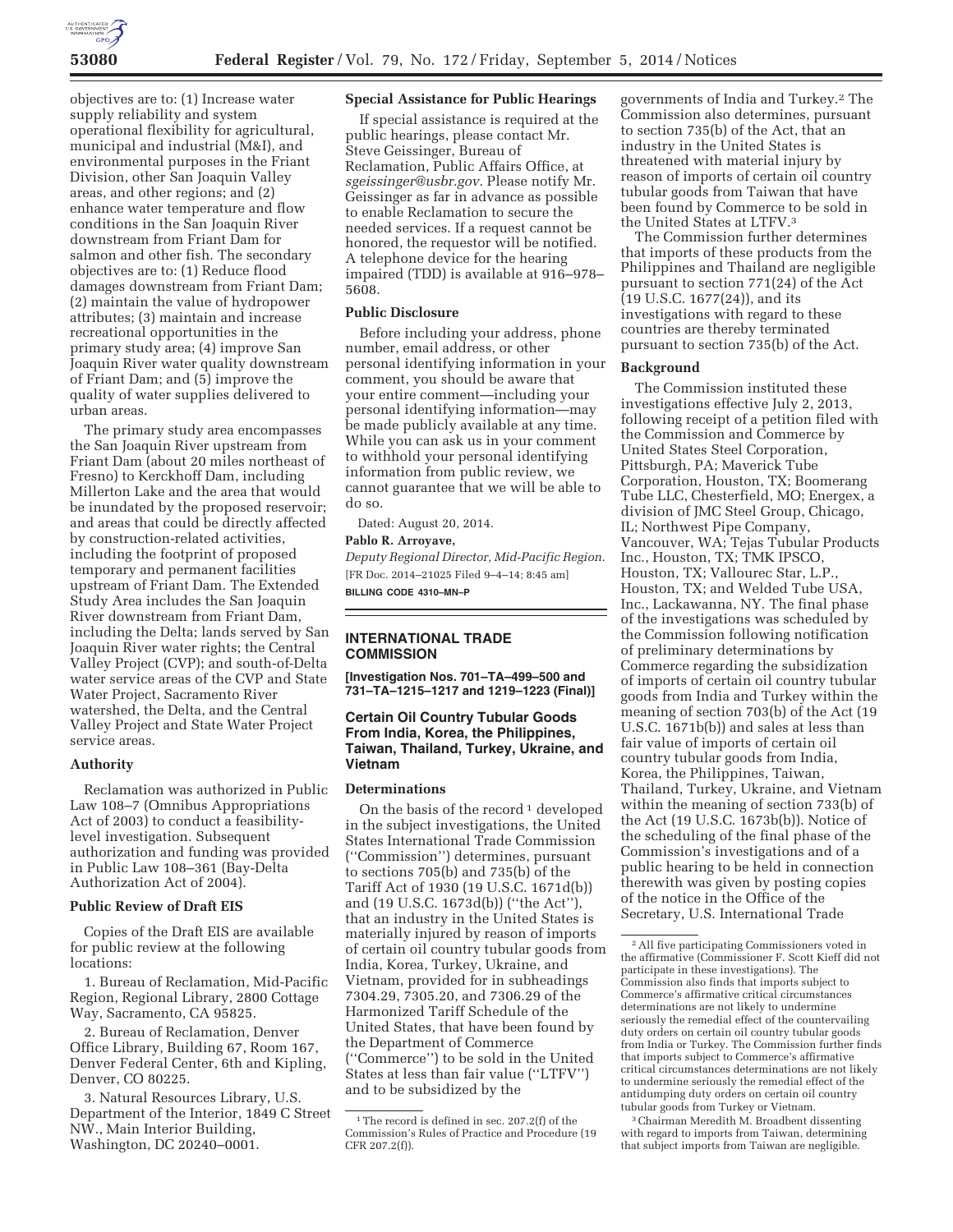objectives are to: (1) Increase water supply reliability and system operational flexibility for agricultural, municipal and industrial (M&I), and environmental purposes in the Friant Division, other San Joaquin Valley areas, and other regions; and (2) enhance water temperature and flow conditions in the San Joaquin River downstream from Friant Dam for salmon and other fish. The secondary objectives are to: (1) Reduce flood damages downstream from Friant Dam; (2) maintain the value of hydropower attributes; (3) maintain and increase recreational opportunities in the primary study area; (4) improve San Joaquin River water quality downstream of Friant Dam; and (5) improve the quality of water supplies delivered to urban areas.

The primary study area encompasses the San Joaquin River upstream from Friant Dam (about 20 miles northeast of Fresno) to Kerckhoff Dam, including Millerton Lake and the area that would be inundated by the proposed reservoir; and areas that could be directly affected by construction-related activities, including the footprint of proposed temporary and permanent facilities upstream of Friant Dam. The Extended Study Area includes the San Joaquin River downstream from Friant Dam, including the Delta; lands served by San Joaquin River water rights; the Central Valley Project (CVP); and south-of-Delta water service areas of the CVP and State Water Project, Sacramento River watershed, the Delta, and the Central Valley Project and State Water Project service areas.

### Authority

Reclamation was authorized in Public Law 108–7 (Omnibus Appropriations Act of 2003) to conduct a feasibility-level investigation. Subsequent authorization and funding was provided in Public Law 108–361 (Bay-Delta Authorization Act of 2004).

### Public Review of Draft EIS

Copies of the Draft EIS are available for public review at the following locations:

1. Bureau of Reclamation, Mid-Pacific Region, Regional Library, 2800 Cottage Way, Sacramento, CA 95825.

2. Bureau of Reclamation, Denver Office Library, Building 67, Room 167, Denver Federal Center, 6th and Kipling, Denver, CO 80225.

3. Natural Resources Library, U.S. Department of the Interior, 1849 C Street NW., Main Interior Building, Washington, DC 20240–0001.

### Special Assistance for Public Hearings

If special assistance is required at the public hearings, please contact Mr. Steve Geissinger, Bureau of Reclamation, Public Affairs Office, at *sgeissinger@usbr.gov.* Please notify Mr. Geissinger as far in advance as possible to enable Reclamation to secure the needed services. If a request cannot be honored, the requestor will be notified. A telephone device for the hearing impaired (TDD) is available at 916–978–5608.

### Public Disclosure

Before including your address, phone number, email address, or other personal identifying information in your comment, you should be aware that your entire comment—including your personal identifying information—may be made publicly available at any time. While you can ask us in your comment to withhold your personal identifying information from public review, we cannot guarantee that we will be able to do so.

Dated: August 20, 2014.

**Pablo R. Arroyave,**

*Deputy Regional Director, Mid-Pacific Region.*

[FR Doc. 2014–21025 Filed 9–4–14; 8:45 am]

**BILLING CODE 4310–MN–P**

## INTERNATIONAL TRADE COMMISSION

**[Investigation Nos. 701–TA–499–500 and 731–TA–1215–1217 and 1219–1223 (Final)]**

## Certain Oil Country Tubular Goods From India, Korea, the Philippines, Taiwan, Thailand, Turkey, Ukraine, and Vietnam

### Determinations

On the basis of the record [1] developed in the subject investigations, the United States International Trade Commission (''Commission'') determines, pursuant to sections 705(b) and 735(b) of the Tariff Act of 1930 (19 U.S.C. 1671d(b)) and (19 U.S.C. 1673d(b)) (''the Act''), that an industry in the United States is materially injured by reason of imports of certain oil country tubular goods from India, Korea, Turkey, Ukraine, and Vietnam, provided for in subheadings 7304.29, 7305.20, and 7306.29 of the Harmonized Tariff Schedule of the United States, that have been found by the Department of Commerce (''Commerce'') to be sold in the United States at less than fair value (''LTFV'') and to be subsidized by the governments of India and Turkey.[2] The Commission also determines, pursuant to section 735(b) of the Act, that an industry in the United States is threatened with material injury by reason of imports of certain oil country tubular goods from Taiwan that have been found by Commerce to be sold in the United States at LTFV.[3]

The Commission further determines that imports of these products from the Philippines and Thailand are negligible pursuant to section 771(24) of the Act (19 U.S.C. 1677(24)), and its investigations with regard to these countries are thereby terminated pursuant to section 735(b) of the Act.

### Background

The Commission instituted these investigations effective July 2, 2013, following receipt of a petition filed with the Commission and Commerce by United States Steel Corporation, Pittsburgh, PA; Maverick Tube Corporation, Houston, TX; Boomerang Tube LLC, Chesterfield, MO; Energex, a division of JMC Steel Group, Chicago, IL; Northwest Pipe Company, Vancouver, WA; Tejas Tubular Products Inc., Houston, TX; TMK IPSCO, Houston, TX; Vallourec Star, L.P., Houston, TX; and Welded Tube USA, Inc., Lackawanna, NY. The final phase of the investigations was scheduled by the Commission following notification of preliminary determinations by Commerce regarding the subsidization of imports of certain oil country tubular goods from India and Turkey within the meaning of section 703(b) of the Act (19 U.S.C. 1671b(b)) and sales at less than fair value of imports of certain oil country tubular goods from India, Korea, the Philippines, Taiwan, Thailand, Turkey, Ukraine, and Vietnam within the meaning of section 733(b) of the Act (19 U.S.C. 1673b(b)). Notice of the scheduling of the final phase of the Commission's investigations and of a public hearing to be held in connection therewith was given by posting copies of the notice in the Office of the Secretary, U.S. International Trade

---

[1] The record is defined in sec. 207.2(f) of the Commission's Rules of Practice and Procedure (19 CFR 207.2(f)).

[2] All five participating Commissioners voted in the affirmative (Commissioner F. Scott Kieff did not participate in these investigations). The Commission also finds that imports subject to Commerce's affirmative critical circumstances determinations are not likely to undermine seriously the remedial effect of the countervailing duty orders on certain oil country tubular goods from India or Turkey. The Commission further finds that imports subject to Commerce's affirmative critical circumstances determinations are not likely to undermine seriously the remedial effect of the antidumping duty orders on certain oil country tubular goods from Turkey or Vietnam.

[3] Chairman Meredith M. Broadbent dissenting with regard to imports from Taiwan, determining that subject imports from Taiwan are negligible.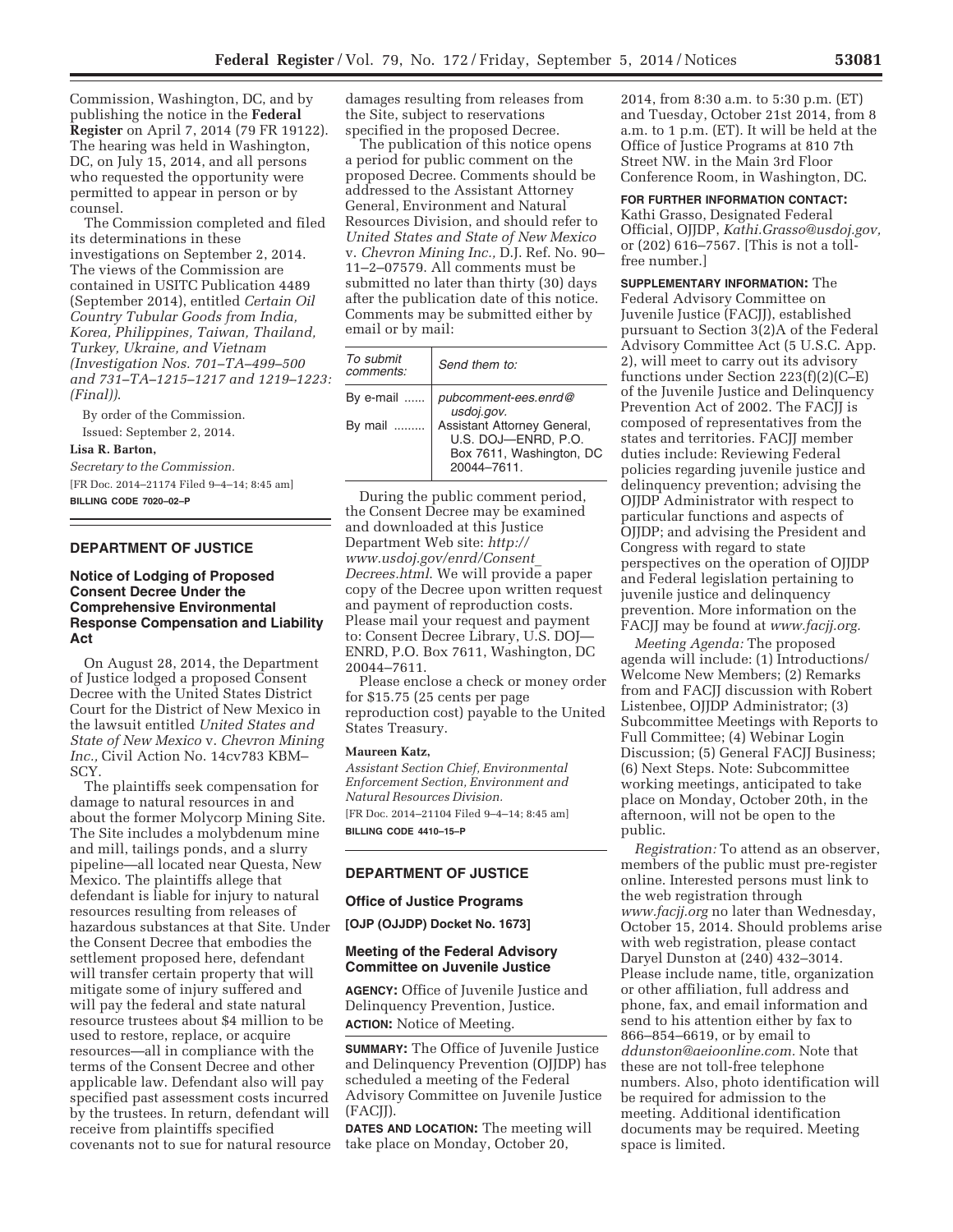Commission, Washington, DC, and by publishing the notice in the **Federal Register** on April 7, 2014 (79 FR 19122). The hearing was held in Washington, DC, on July 15, 2014, and all persons who requested the opportunity were permitted to appear in person or by counsel.

The Commission completed and filed its determinations in these investigations on September 2, 2014. The views of the Commission are contained in USITC Publication 4489 (September 2014), entitled *Certain Oil Country Tubular Goods from India, Korea, Philippines, Taiwan, Thailand, Turkey, Ukraine, and Vietnam (Investigation Nos. 701–TA–499–500 and 731–TA–1215–1217 and 1219–1223: (Final))*.

By order of the Commission.

Issued: September 2, 2014.

**Lisa R. Barton,**

*Secretary to the Commission.*

[FR Doc. 2014–21174 Filed 9–4–14; 8:45 am]

**BILLING CODE 7020–02–P**

## DEPARTMENT OF JUSTICE

### Notice of Lodging of Proposed Consent Decree Under the Comprehensive Environmental Response Compensation and Liability Act

On August 28, 2014, the Department of Justice lodged a proposed Consent Decree with the United States District Court for the District of New Mexico in the lawsuit entitled *United States and State of New Mexico* v. *Chevron Mining Inc.,* Civil Action No. 14cv783 KBM–SCY.

The plaintiffs seek compensation for damage to natural resources in and about the former Molycorp Mining Site. The Site includes a molybdenum mine and mill, tailings ponds, and a slurry pipeline—all located near Questa, New Mexico. The plaintiffs allege that defendant is liable for injury to natural resources resulting from releases of hazardous substances at that Site. Under the Consent Decree that embodies the settlement proposed here, defendant will transfer certain property that will mitigate some of injury suffered and will pay the federal and state natural resource trustees about $4 million to be used to restore, replace, or acquire resources—all in compliance with the terms of the Consent Decree and other applicable law. Defendant also will pay specified past assessment costs incurred by the trustees. In return, defendant will receive from plaintiffs specified covenants not to sue for natural resource damages resulting from releases from the Site, subject to reservations specified in the proposed Decree.

The publication of this notice opens a period for public comment on the proposed Decree. Comments should be addressed to the Assistant Attorney General, Environment and Natural Resources Division, and should refer to *United States and State of New Mexico* v. *Chevron Mining Inc.,* D.J. Ref. No. 90–11–2–07579. All comments must be submitted no later than thirty (30) days after the publication date of this notice. Comments may be submitted either by email or by mail:

| *To submit comments:* | *Send them to:* |
|---|---|
| By e-mail ...... | *pubcomment-ees.enrd@usdoj.gov.* |
| By mail ......... | Assistant Attorney General, U.S. DOJ—ENRD, P.O. Box 7611, Washington, DC 20044–7611. |

During the public comment period, the Consent Decree may be examined and downloaded at this Justice Department Web site: *http://www.usdoj.gov/enrd/Consent_Decrees.html*. We will provide a paper copy of the Decree upon written request and payment of reproduction costs. Please mail your request and payment to: Consent Decree Library, U.S. DOJ—ENRD, P.O. Box 7611, Washington, DC 20044–7611.

Please enclose a check or money order for $15.75 (25 cents per page reproduction cost) payable to the United States Treasury.

**Maureen Katz,**

*Assistant Section Chief, Environmental Enforcement Section, Environment and Natural Resources Division.*

[FR Doc. 2014–21104 Filed 9–4–14; 8:45 am]

**BILLING CODE 4410–15–P**

## DEPARTMENT OF JUSTICE

### Office of Justice Programs

**[OJP (OJJDP) Docket No. 1673]**

### Meeting of the Federal Advisory Committee on Juvenile Justice

**AGENCY:** Office of Juvenile Justice and Delinquency Prevention, Justice.

**ACTION:** Notice of Meeting.

**SUMMARY:** The Office of Juvenile Justice and Delinquency Prevention (OJJDP) has scheduled a meeting of the Federal Advisory Committee on Juvenile Justice (FACJJ).

**DATES AND LOCATION:** The meeting will take place on Monday, October 20, 2014, from 8:30 a.m. to 5:30 p.m. (ET) and Tuesday, October 21st 2014, from 8 a.m. to 1 p.m. (ET). It will be held at the Office of Justice Programs at 810 7th Street NW. in the Main 3rd Floor Conference Room, in Washington, DC.

**FOR FURTHER INFORMATION CONTACT:** Kathi Grasso, Designated Federal Official, OJJDP, *Kathi.Grasso@usdoj.gov,* or (202) 616–7567. [This is not a toll-free number.]

**SUPPLEMENTARY INFORMATION:** The Federal Advisory Committee on Juvenile Justice (FACJJ), established pursuant to Section 3(2)A of the Federal Advisory Committee Act (5 U.S.C. App. 2), will meet to carry out its advisory functions under Section 223(f)(2)(C–E) of the Juvenile Justice and Delinquency Prevention Act of 2002. The FACJJ is composed of representatives from the states and territories. FACJJ member duties include: Reviewing Federal policies regarding juvenile justice and delinquency prevention; advising the OJJDP Administrator with respect to particular functions and aspects of OJJDP; and advising the President and Congress with regard to state perspectives on the operation of OJJDP and Federal legislation pertaining to juvenile justice and delinquency prevention. More information on the FACJJ may be found at *www.facjj.org.*

*Meeting Agenda:* The proposed agenda will include: (1) Introductions/Welcome New Members; (2) Remarks from and FACJJ discussion with Robert Listenbee, OJJDP Administrator; (3) Subcommittee Meetings with Reports to Full Committee; (4) Webinar Login Discussion; (5) General FACJJ Business; (6) Next Steps. Note: Subcommittee working meetings, anticipated to take place on Monday, October 20th, in the afternoon, will not be open to the public.

*Registration:* To attend as an observer, members of the public must pre-register online. Interested persons must link to the web registration through *www.facjj.org* no later than Wednesday, October 15, 2014. Should problems arise with web registration, please contact Daryel Dunston at (240) 432–3014. Please include name, title, organization or other affiliation, full address and phone, fax, and email information and send to his attention either by fax to 866–854–6619, or by email to *ddunston@aeioonline.com*. Note that these are not toll-free telephone numbers. Also, photo identification will be required for admission to the meeting. Additional identification documents may be required. Meeting space is limited.